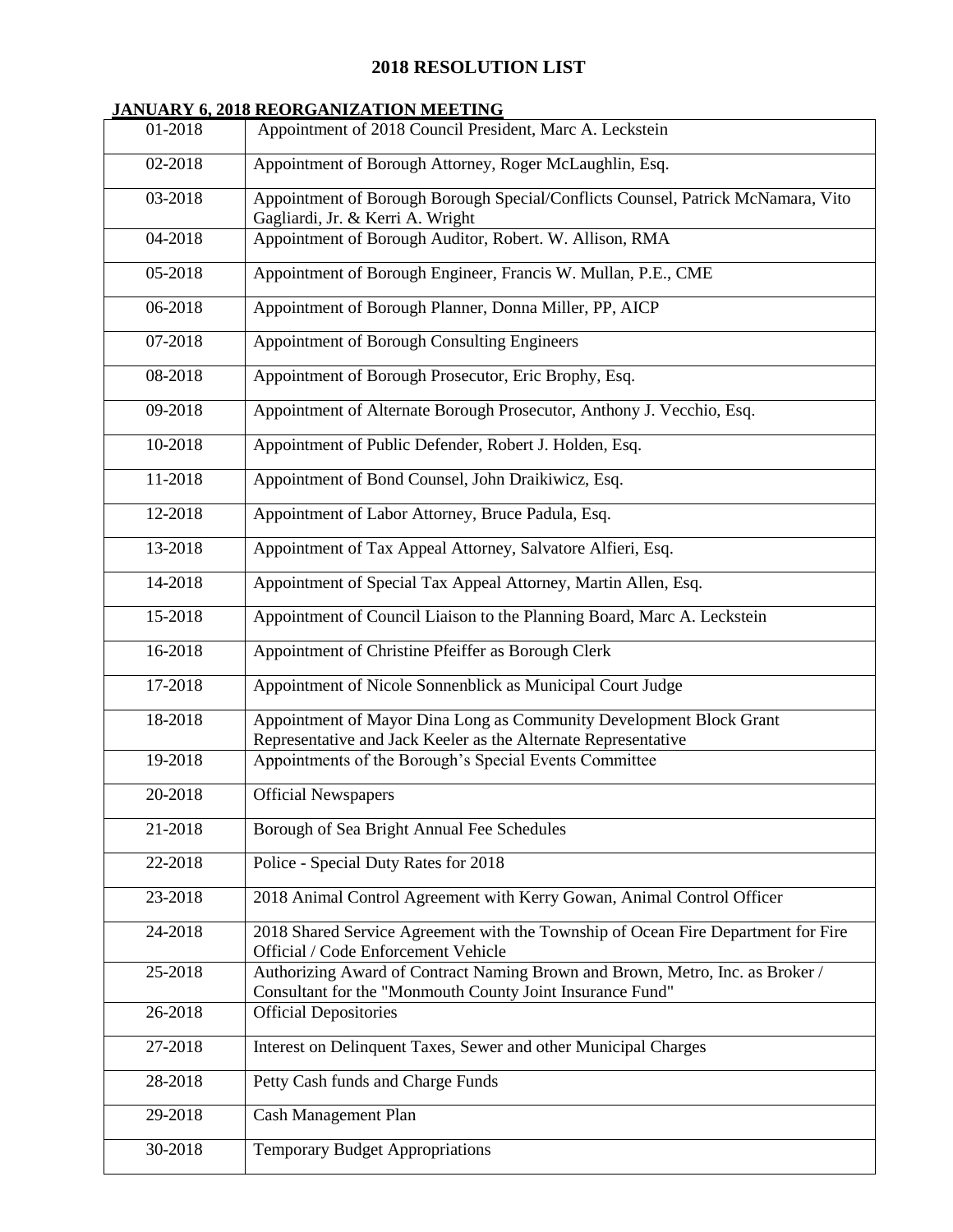# 2018 RESOLUTION LIST

## JANUARY 6, 2018 REORGANIZATION MEETING

| | |
|---|---|
| 01-2018 | Appointment of 2018 Council President, Marc A. Leckstein |
| 02-2018 | Appointment of Borough Attorney, Roger McLaughlin, Esq. |
| 03-2018 | Appointment of Borough Borough Special/Conflicts Counsel, Patrick McNamara, Vito Gagliardi, Jr. & Kerri A. Wright |
| 04-2018 | Appointment of Borough Auditor, Robert. W. Allison, RMA |
| 05-2018 | Appointment of Borough Engineer, Francis W. Mullan, P.E., CME |
| 06-2018 | Appointment of Borough Planner, Donna Miller, PP, AICP |
| 07-2018 | Appointment of Borough Consulting Engineers |
| 08-2018 | Appointment of Borough Prosecutor, Eric Brophy, Esq. |
| 09-2018 | Appointment of Alternate Borough Prosecutor, Anthony J. Vecchio, Esq. |
| 10-2018 | Appointment of Public Defender, Robert J. Holden, Esq. |
| 11-2018 | Appointment of Bond Counsel, John Draikiwicz, Esq. |
| 12-2018 | Appointment of Labor Attorney, Bruce Padula, Esq. |
| 13-2018 | Appointment of Tax Appeal Attorney, Salvatore Alfieri, Esq. |
| 14-2018 | Appointment of Special Tax Appeal Attorney, Martin Allen, Esq. |
| 15-2018 | Appointment of Council Liaison to the Planning Board, Marc A. Leckstein |
| 16-2018 | Appointment of Christine Pfeiffer as Borough Clerk |
| 17-2018 | Appointment of Nicole Sonnenblick as Municipal Court Judge |
| 18-2018 | Appointment of Mayor Dina Long as Community Development Block Grant Representative and Jack Keeler as the Alternate Representative |
| 19-2018 | Appointments of the Borough's Special Events Committee |
| 20-2018 | Official Newspapers |
| 21-2018 | Borough of Sea Bright Annual Fee Schedules |
| 22-2018 | Police - Special Duty Rates for 2018 |
| 23-2018 | 2018 Animal Control Agreement with Kerry Gowan, Animal Control Officer |
| 24-2018 | 2018 Shared Service Agreement with the Township of Ocean Fire Department for Fire Official / Code Enforcement Vehicle |
| 25-2018 | Authorizing Award of Contract Naming Brown and Brown, Metro, Inc. as Broker / Consultant for the "Monmouth County Joint Insurance Fund" |
| 26-2018 | Official Depositories |
| 27-2018 | Interest on Delinquent Taxes, Sewer and other Municipal Charges |
| 28-2018 | Petty Cash funds and Charge Funds |
| 29-2018 | Cash Management Plan |
| 30-2018 | Temporary Budget Appropriations |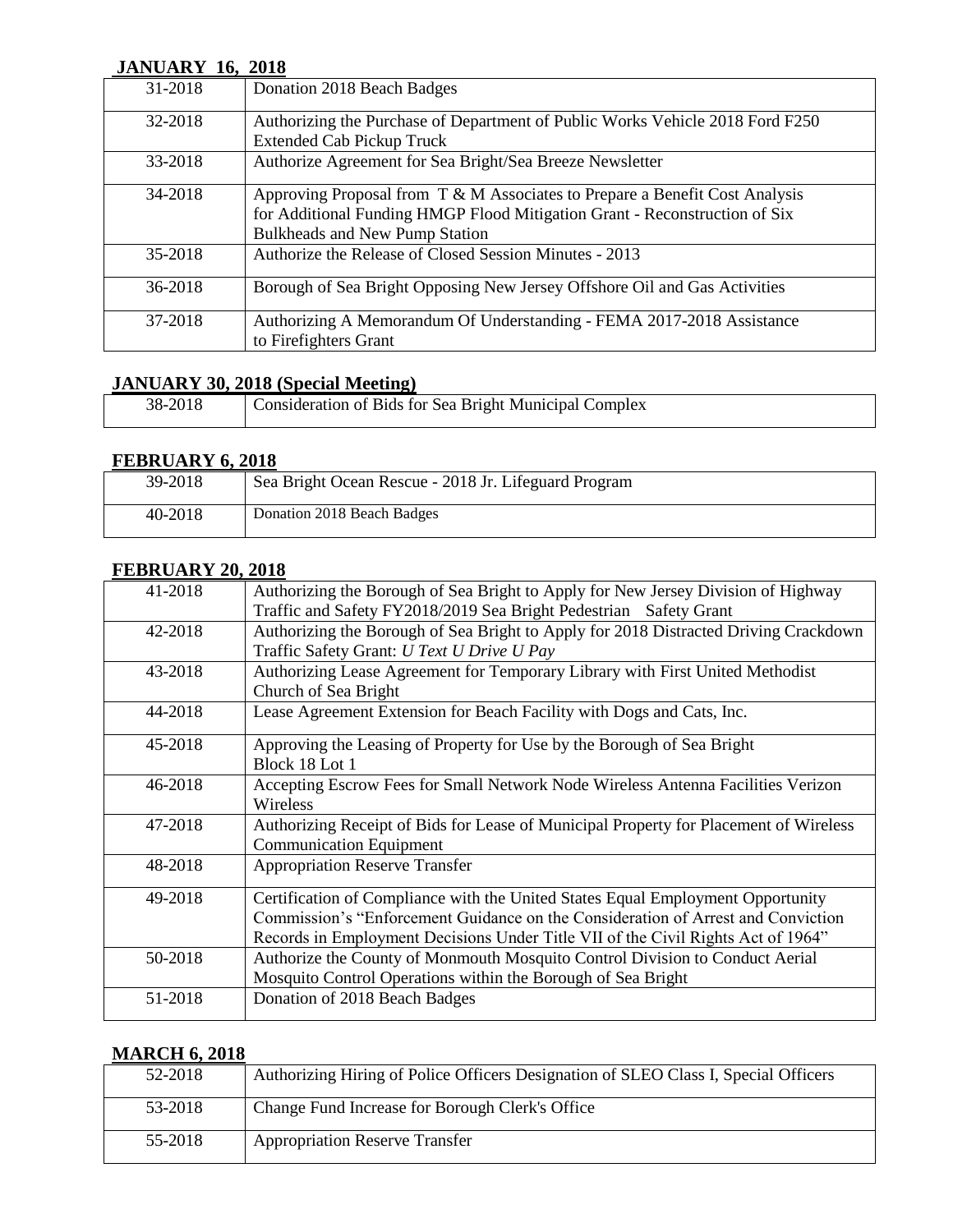**JANUARY 16, 2018**

| | |
|---|---|
| 31-2018 | Donation 2018 Beach Badges |
| 32-2018 | Authorizing the Purchase of Department of Public Works Vehicle 2018 Ford F250 Extended Cab Pickup Truck |
| 33-2018 | Authorize Agreement for Sea Bright/Sea Breeze Newsletter |
| 34-2018 | Approving Proposal from T & M Associates to Prepare a Benefit Cost Analysis for Additional Funding HMGP Flood Mitigation Grant - Reconstruction of Six Bulkheads and New Pump Station |
| 35-2018 | Authorize the Release of Closed Session Minutes - 2013 |
| 36-2018 | Borough of Sea Bright Opposing New Jersey Offshore Oil and Gas Activities |
| 37-2018 | Authorizing A Memorandum Of Understanding - FEMA 2017-2018 Assistance to Firefighters Grant |

**JANUARY 30, 2018 (Special Meeting)**

| | |
|---|---|
| 38-2018 | Consideration of Bids for Sea Bright Municipal Complex |

**FEBRUARY 6, 2018**

| | |
|---|---|
| 39-2018 | Sea Bright Ocean Rescue - 2018 Jr. Lifeguard Program |
| 40-2018 | Donation 2018 Beach Badges |

**FEBRUARY 20, 2018**

| | |
|---|---|
| 41-2018 | Authorizing the Borough of Sea Bright to Apply for New Jersey Division of Highway Traffic and Safety FY2018/2019 Sea Bright Pedestrian Safety Grant |
| 42-2018 | Authorizing the Borough of Sea Bright to Apply for 2018 Distracted Driving Crackdown Traffic Safety Grant: *U Text U Drive U Pay* |
| 43-2018 | Authorizing Lease Agreement for Temporary Library with First United Methodist Church of Sea Bright |
| 44-2018 | Lease Agreement Extension for Beach Facility with Dogs and Cats, Inc. |
| 45-2018 | Approving the Leasing of Property for Use by the Borough of Sea Bright Block 18 Lot 1 |
| 46-2018 | Accepting Escrow Fees for Small Network Node Wireless Antenna Facilities Verizon Wireless |
| 47-2018 | Authorizing Receipt of Bids for Lease of Municipal Property for Placement of Wireless Communication Equipment |
| 48-2018 | Appropriation Reserve Transfer |
| 49-2018 | Certification of Compliance with the United States Equal Employment Opportunity Commission's "Enforcement Guidance on the Consideration of Arrest and Conviction Records in Employment Decisions Under Title VII of the Civil Rights Act of 1964" |
| 50-2018 | Authorize the County of Monmouth Mosquito Control Division to Conduct Aerial Mosquito Control Operations within the Borough of Sea Bright |
| 51-2018 | Donation of 2018 Beach Badges |

**MARCH 6, 2018**

| | |
|---|---|
| 52-2018 | Authorizing Hiring of Police Officers Designation of SLEO Class I, Special Officers |
| 53-2018 | Change Fund Increase for Borough Clerk's Office |
| 55-2018 | Appropriation Reserve Transfer |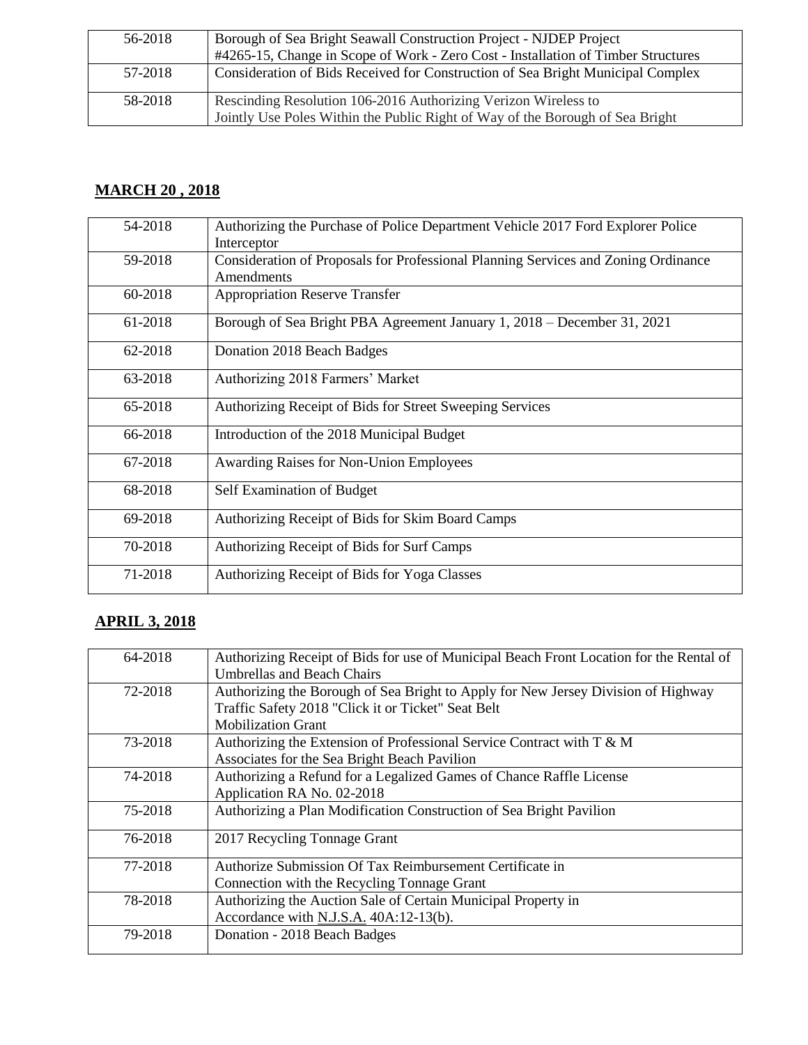| | |
|---|---|
| 56-2018 | Borough of Sea Bright Seawall Construction Project - NJDEP Project #4265-15, Change in Scope of Work - Zero Cost - Installation of Timber Structures |
| 57-2018 | Consideration of Bids Received for Construction of Sea Bright Municipal Complex |
| 58-2018 | Rescinding Resolution 106-2016 Authorizing Verizon Wireless to Jointly Use Poles Within the Public Right of Way of the Borough of Sea Bright |

## MARCH 20 , 2018

| | |
|---|---|
| 54-2018 | Authorizing the Purchase of Police Department Vehicle 2017 Ford Explorer Police Interceptor |
| 59-2018 | Consideration of Proposals for Professional Planning Services and Zoning Ordinance Amendments |
| 60-2018 | Appropriation Reserve Transfer |
| 61-2018 | Borough of Sea Bright PBA Agreement January 1, 2018 – December 31, 2021 |
| 62-2018 | Donation 2018 Beach Badges |
| 63-2018 | Authorizing 2018 Farmers' Market |
| 65-2018 | Authorizing Receipt of Bids for Street Sweeping Services |
| 66-2018 | Introduction of the 2018 Municipal Budget |
| 67-2018 | Awarding Raises for Non-Union Employees |
| 68-2018 | Self Examination of Budget |
| 69-2018 | Authorizing Receipt of Bids for Skim Board Camps |
| 70-2018 | Authorizing Receipt of Bids for Surf Camps |
| 71-2018 | Authorizing Receipt of Bids for Yoga Classes |

## APRIL 3, 2018

| | |
|---|---|
| 64-2018 | Authorizing Receipt of Bids for use of Municipal Beach Front Location for the Rental of Umbrellas and Beach Chairs |
| 72-2018 | Authorizing the Borough of Sea Bright to Apply for New Jersey Division of Highway Traffic Safety 2018 "Click it or Ticket" Seat Belt Mobilization Grant |
| 73-2018 | Authorizing the Extension of Professional Service Contract with T & M Associates for the Sea Bright Beach Pavilion |
| 74-2018 | Authorizing a Refund for a Legalized Games of Chance Raffle License Application RA No. 02-2018 |
| 75-2018 | Authorizing a Plan Modification Construction of Sea Bright Pavilion |
| 76-2018 | 2017 Recycling Tonnage Grant |
| 77-2018 | Authorize Submission Of Tax Reimbursement Certificate in Connection with the Recycling Tonnage Grant |
| 78-2018 | Authorizing the Auction Sale of Certain Municipal Property in Accordance with N.J.S.A. 40A:12-13(b). |
| 79-2018 | Donation - 2018 Beach Badges |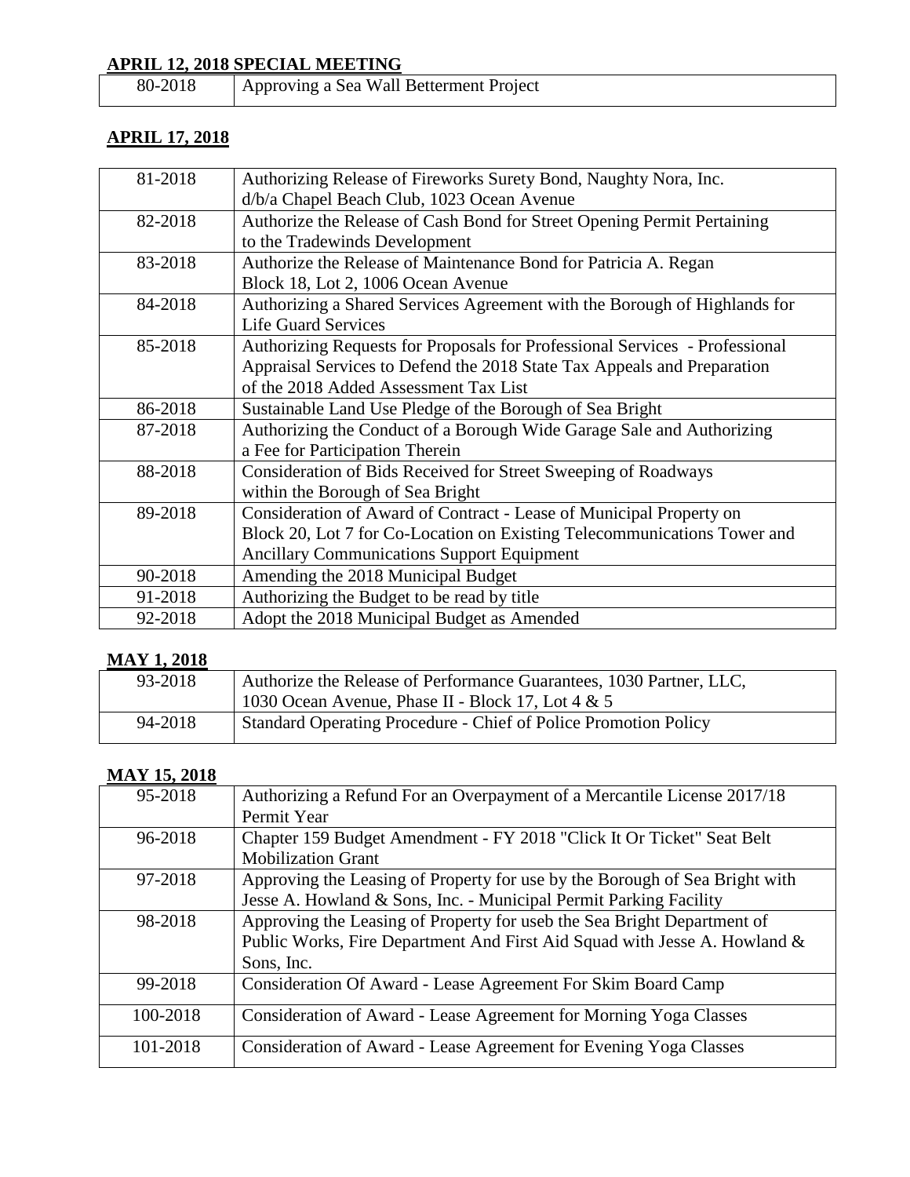## APRIL 12, 2018 SPECIAL MEETING

| | |
|---|---|
| 80-2018 | Approving a Sea Wall Betterment Project |

## APRIL 17, 2018

| | |
|---|---|
| 81-2018 | Authorizing Release of Fireworks Surety Bond, Naughty Nora, Inc. d/b/a Chapel Beach Club, 1023 Ocean Avenue |
| 82-2018 | Authorize the Release of Cash Bond for Street Opening Permit Pertaining to the Tradewinds Development |
| 83-2018 | Authorize the Release of Maintenance Bond for Patricia A. Regan Block 18, Lot 2, 1006 Ocean Avenue |
| 84-2018 | Authorizing a Shared Services Agreement with the Borough of Highlands for Life Guard Services |
| 85-2018 | Authorizing Requests for Proposals for Professional Services - Professional Appraisal Services to Defend the 2018 State Tax Appeals and Preparation of the 2018 Added Assessment Tax List |
| 86-2018 | Sustainable Land Use Pledge of the Borough of Sea Bright |
| 87-2018 | Authorizing the Conduct of a Borough Wide Garage Sale and Authorizing a Fee for Participation Therein |
| 88-2018 | Consideration of Bids Received for Street Sweeping of Roadways within the Borough of Sea Bright |
| 89-2018 | Consideration of Award of Contract - Lease of Municipal Property on Block 20, Lot 7 for Co-Location on Existing Telecommunications Tower and Ancillary Communications Support Equipment |
| 90-2018 | Amending the 2018 Municipal Budget |
| 91-2018 | Authorizing the Budget to be read by title |
| 92-2018 | Adopt the 2018 Municipal Budget as Amended |

## MAY 1, 2018

| | |
|---|---|
| 93-2018 | Authorize the Release of Performance Guarantees, 1030 Partner, LLC, 1030 Ocean Avenue, Phase II - Block 17, Lot 4 & 5 |
| 94-2018 | Standard Operating Procedure - Chief of Police Promotion Policy |

## MAY 15, 2018

| | |
|---|---|
| 95-2018 | Authorizing a Refund For an Overpayment of a Mercantile License 2017/18 Permit Year |
| 96-2018 | Chapter 159 Budget Amendment - FY 2018 "Click It Or Ticket" Seat Belt Mobilization Grant |
| 97-2018 | Approving the Leasing of Property for use by the Borough of Sea Bright with Jesse A. Howland & Sons, Inc. - Municipal Permit Parking Facility |
| 98-2018 | Approving the Leasing of Property for useb the Sea Bright Department of Public Works, Fire Department And First Aid Squad with Jesse A. Howland & Sons, Inc. |
| 99-2018 | Consideration Of Award - Lease Agreement For Skim Board Camp |
| 100-2018 | Consideration of Award - Lease Agreement for Morning Yoga Classes |
| 101-2018 | Consideration of Award - Lease Agreement for Evening Yoga Classes |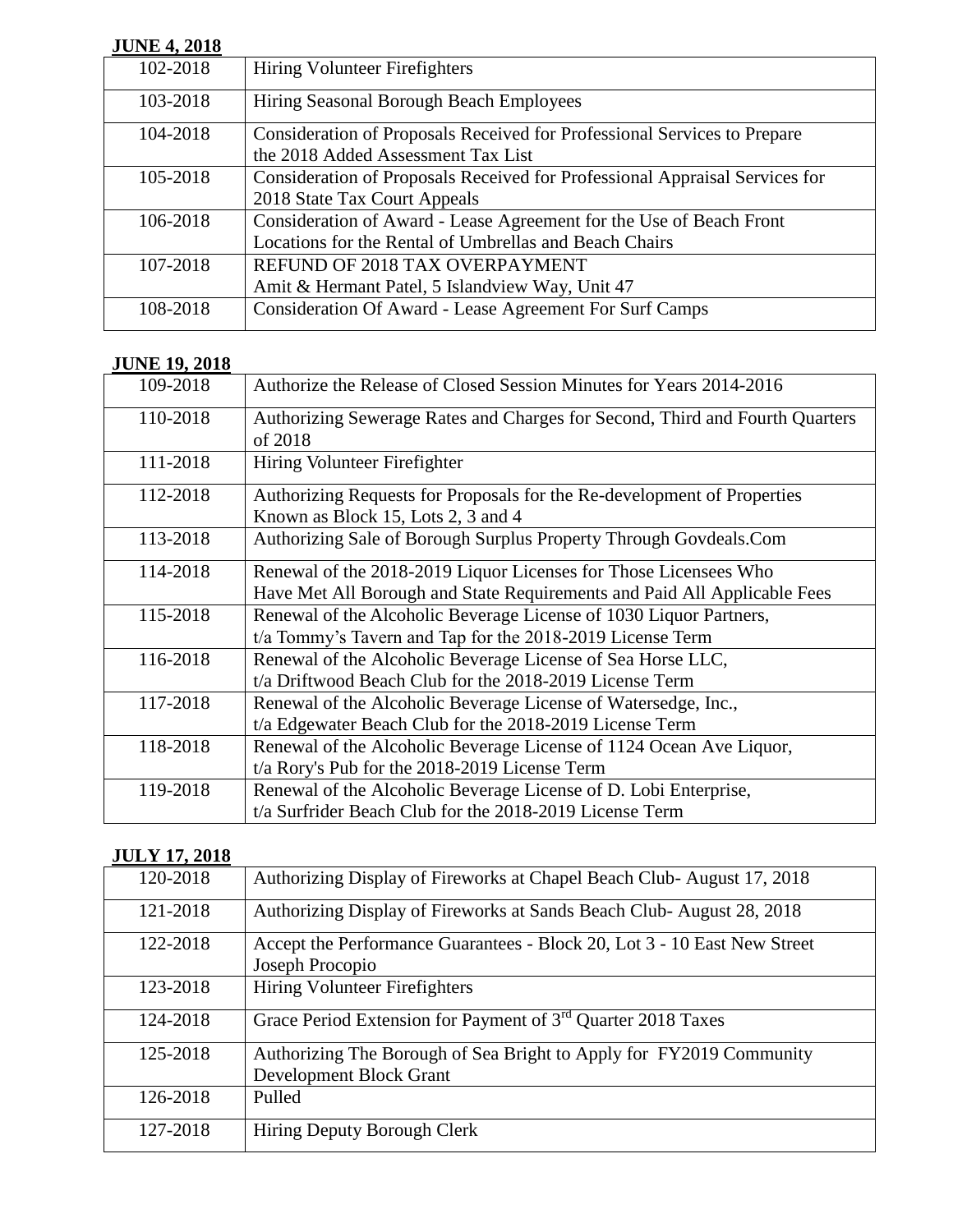**JUNE 4, 2018**

| | |
|---|---|
| 102-2018 | Hiring Volunteer Firefighters |
| 103-2018 | Hiring Seasonal Borough Beach Employees |
| 104-2018 | Consideration of Proposals Received for Professional Services to Prepare the 2018 Added Assessment Tax List |
| 105-2018 | Consideration of Proposals Received for Professional Appraisal Services for 2018 State Tax Court Appeals |
| 106-2018 | Consideration of Award - Lease Agreement for the Use of Beach Front Locations for the Rental of Umbrellas and Beach Chairs |
| 107-2018 | REFUND OF 2018 TAX OVERPAYMENT<br>Amit & Hermant Patel, 5 Islandview Way, Unit 47 |
| 108-2018 | Consideration Of Award - Lease Agreement For Surf Camps |

**JUNE 19, 2018**

| | |
|---|---|
| 109-2018 | Authorize the Release of Closed Session Minutes for Years 2014-2016 |
| 110-2018 | Authorizing Sewerage Rates and Charges for Second, Third and Fourth Quarters of 2018 |
| 111-2018 | Hiring Volunteer Firefighter |
| 112-2018 | Authorizing Requests for Proposals for the Re-development of Properties Known as Block 15, Lots 2, 3 and 4 |
| 113-2018 | Authorizing Sale of Borough Surplus Property Through Govdeals.Com |
| 114-2018 | Renewal of the 2018-2019 Liquor Licenses for Those Licensees Who Have Met All Borough and State Requirements and Paid All Applicable Fees |
| 115-2018 | Renewal of the Alcoholic Beverage License of 1030 Liquor Partners, t/a Tommy's Tavern and Tap for the 2018-2019 License Term |
| 116-2018 | Renewal of the Alcoholic Beverage License of Sea Horse LLC, t/a Driftwood Beach Club for the 2018-2019 License Term |
| 117-2018 | Renewal of the Alcoholic Beverage License of Watersedge, Inc., t/a Edgewater Beach Club for the 2018-2019 License Term |
| 118-2018 | Renewal of the Alcoholic Beverage License of 1124 Ocean Ave Liquor, t/a Rory's Pub for the 2018-2019 License Term |
| 119-2018 | Renewal of the Alcoholic Beverage License of D. Lobi Enterprise, t/a Surfrider Beach Club for the 2018-2019 License Term |

**JULY 17, 2018**

| | |
|---|---|
| 120-2018 | Authorizing Display of Fireworks at Chapel Beach Club- August 17, 2018 |
| 121-2018 | Authorizing Display of Fireworks at Sands Beach Club- August 28, 2018 |
| 122-2018 | Accept the Performance Guarantees - Block 20, Lot 3 - 10 East New Street Joseph Procopio |
| 123-2018 | Hiring Volunteer Firefighters |
| 124-2018 | Grace Period Extension for Payment of 3rd Quarter 2018 Taxes |
| 125-2018 | Authorizing The Borough of Sea Bright to Apply for FY2019 Community Development Block Grant |
| 126-2018 | Pulled |
| 127-2018 | Hiring Deputy Borough Clerk |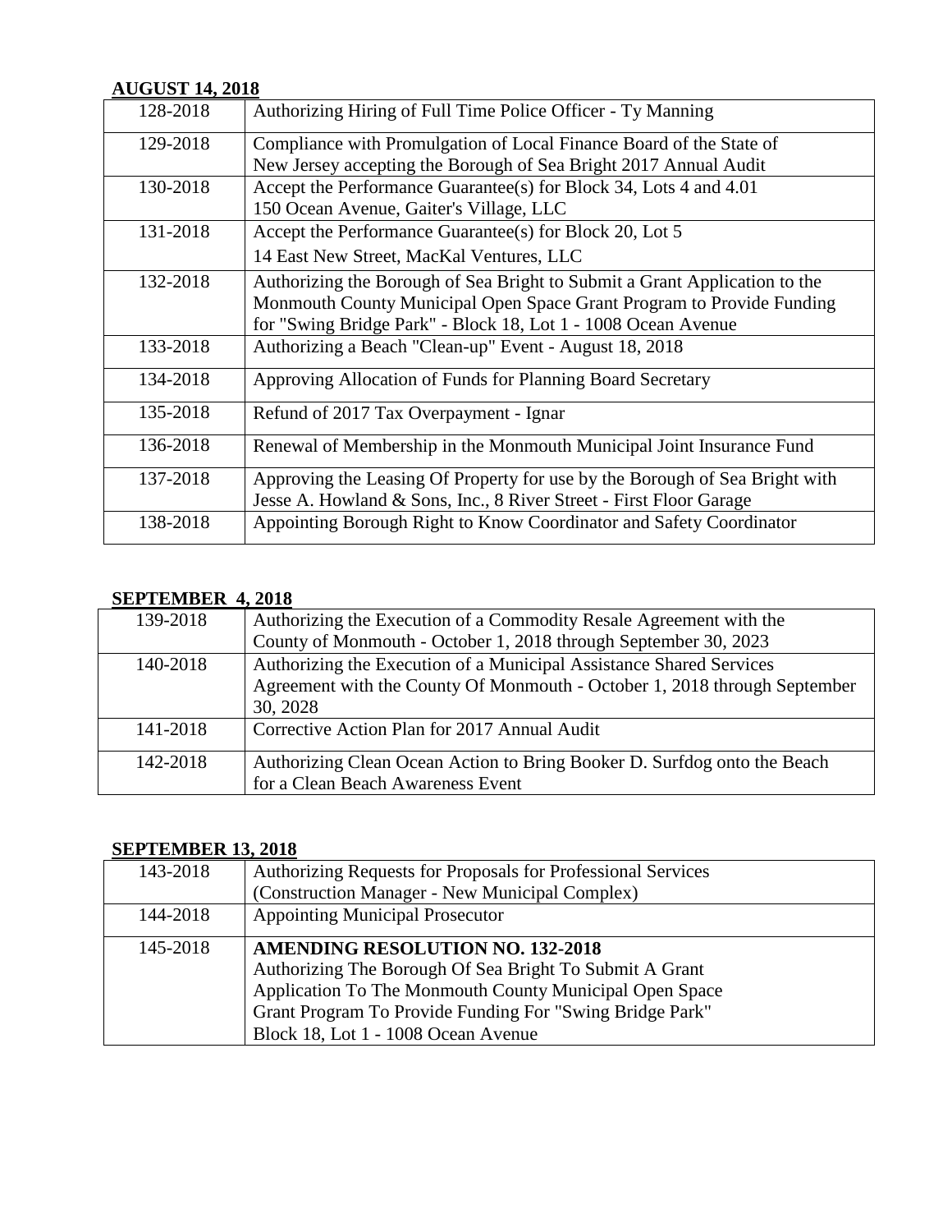**AUGUST 14, 2018**

| | |
|---|---|
| 128-2018 | Authorizing Hiring of Full Time Police Officer - Ty Manning |
| 129-2018 | Compliance with Promulgation of Local Finance Board of the State of New Jersey accepting the Borough of Sea Bright 2017 Annual Audit |
| 130-2018 | Accept the Performance Guarantee(s) for Block 34, Lots 4 and 4.01 150 Ocean Avenue, Gaiter's Village, LLC |
| 131-2018 | Accept the Performance Guarantee(s) for Block 20, Lot 5 14 East New Street, MacKal Ventures, LLC |
| 132-2018 | Authorizing the Borough of Sea Bright to Submit a Grant Application to the Monmouth County Municipal Open Space Grant Program to Provide Funding for "Swing Bridge Park" - Block 18, Lot 1 - 1008 Ocean Avenue |
| 133-2018 | Authorizing a Beach "Clean-up" Event - August 18, 2018 |
| 134-2018 | Approving Allocation of Funds for Planning Board Secretary |
| 135-2018 | Refund of 2017 Tax Overpayment - Ignar |
| 136-2018 | Renewal of Membership in the Monmouth Municipal Joint Insurance Fund |
| 137-2018 | Approving the Leasing Of Property for use by the Borough of Sea Bright with Jesse A. Howland & Sons, Inc., 8 River Street - First Floor Garage |
| 138-2018 | Appointing Borough Right to Know Coordinator and Safety Coordinator |

**SEPTEMBER 4, 2018**

| | |
|---|---|
| 139-2018 | Authorizing the Execution of a Commodity Resale Agreement with the County of Monmouth - October 1, 2018 through September 30, 2023 |
| 140-2018 | Authorizing the Execution of a Municipal Assistance Shared Services Agreement with the County Of Monmouth - October 1, 2018 through September 30, 2028 |
| 141-2018 | Corrective Action Plan for 2017 Annual Audit |
| 142-2018 | Authorizing Clean Ocean Action to Bring Booker D. Surfdog onto the Beach for a Clean Beach Awareness Event |

**SEPTEMBER 13, 2018**

| | |
|---|---|
| 143-2018 | Authorizing Requests for Proposals for Professional Services (Construction Manager - New Municipal Complex) |
| 144-2018 | Appointing Municipal Prosecutor |
| 145-2018 | **AMENDING RESOLUTION NO. 132-2018** Authorizing The Borough Of Sea Bright To Submit A Grant Application To The Monmouth County Municipal Open Space Grant Program To Provide Funding For "Swing Bridge Park" Block 18, Lot 1 - 1008 Ocean Avenue |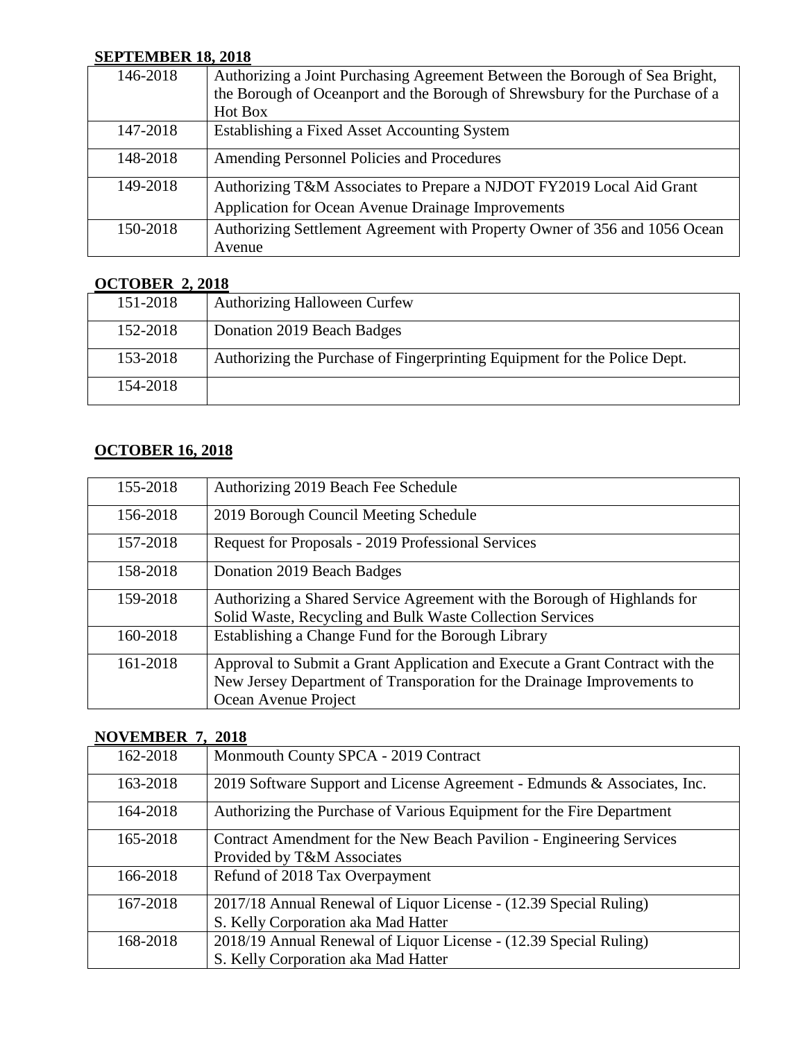**SEPTEMBER 18, 2018**

| | |
|---|---|
| 146-2018 | Authorizing a Joint Purchasing Agreement Between the Borough of Sea Bright, the Borough of Oceanport and the Borough of Shrewsbury for the Purchase of a Hot Box |
| 147-2018 | Establishing a Fixed Asset Accounting System |
| 148-2018 | Amending Personnel Policies and Procedures |
| 149-2018 | Authorizing T&M Associates to Prepare a NJDOT FY2019 Local Aid Grant Application for Ocean Avenue Drainage Improvements |
| 150-2018 | Authorizing Settlement Agreement with Property Owner of 356 and 1056 Ocean Avenue |

**OCTOBER 2, 2018**

| | |
|---|---|
| 151-2018 | Authorizing Halloween Curfew |
| 152-2018 | Donation 2019 Beach Badges |
| 153-2018 | Authorizing the Purchase of Fingerprinting Equipment for the Police Dept. |
| 154-2018 | |

**OCTOBER 16, 2018**

| | |
|---|---|
| 155-2018 | Authorizing 2019 Beach Fee Schedule |
| 156-2018 | 2019 Borough Council Meeting Schedule |
| 157-2018 | Request for Proposals - 2019 Professional Services |
| 158-2018 | Donation 2019 Beach Badges |
| 159-2018 | Authorizing a Shared Service Agreement with the Borough of Highlands for Solid Waste, Recycling and Bulk Waste Collection Services |
| 160-2018 | Establishing a Change Fund for the Borough Library |
| 161-2018 | Approval to Submit a Grant Application and Execute a Grant Contract with the New Jersey Department of Transporation for the Drainage Improvements to Ocean Avenue Project |

**NOVEMBER 7, 2018**

| | |
|---|---|
| 162-2018 | Monmouth County SPCA - 2019 Contract |
| 163-2018 | 2019 Software Support and License Agreement - Edmunds & Associates, Inc. |
| 164-2018 | Authorizing the Purchase of Various Equipment for the Fire Department |
| 165-2018 | Contract Amendment for the New Beach Pavilion - Engineering Services Provided by T&M Associates |
| 166-2018 | Refund of 2018 Tax Overpayment |
| 167-2018 | 2017/18 Annual Renewal of Liquor License - (12.39 Special Ruling) S. Kelly Corporation aka Mad Hatter |
| 168-2018 | 2018/19 Annual Renewal of Liquor License - (12.39 Special Ruling) S. Kelly Corporation aka Mad Hatter |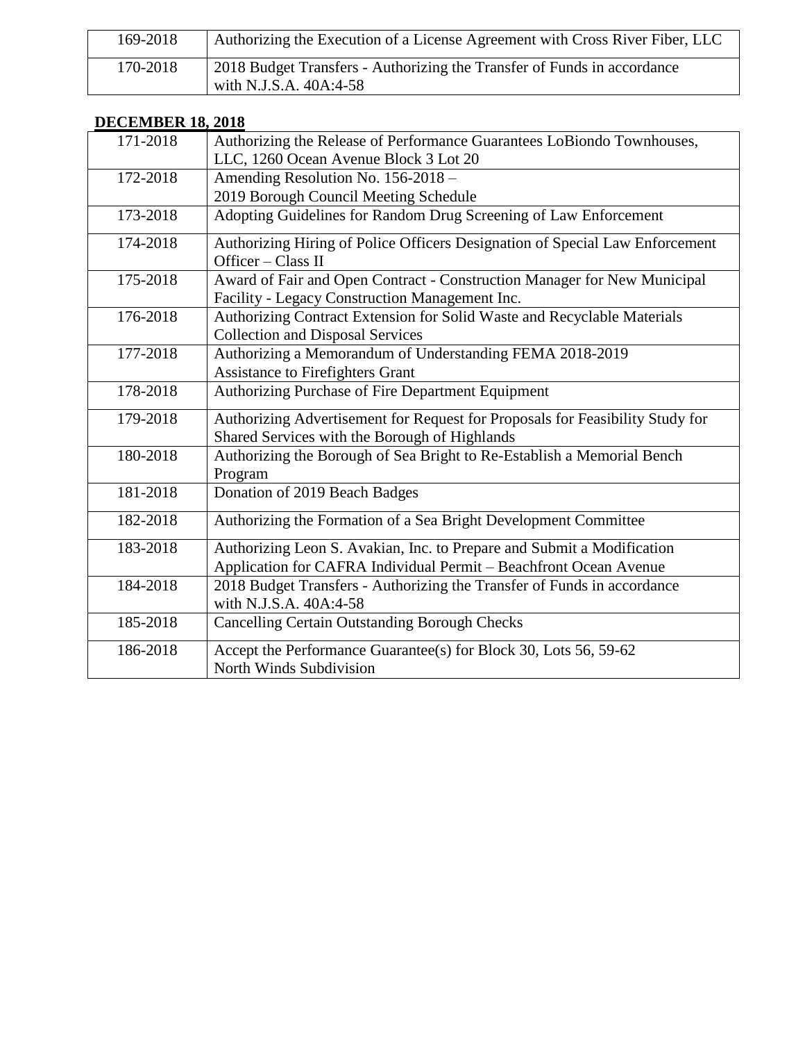| | |
|---|---|
| 169-2018 | Authorizing the Execution of a License Agreement with Cross River Fiber, LLC |
| 170-2018 | 2018 Budget Transfers - Authorizing the Transfer of Funds in accordance with N.J.S.A. 40A:4-58 |

**DECEMBER 18, 2018**

| | |
|---|---|
| 171-2018 | Authorizing the Release of Performance Guarantees LoBiondo Townhouses, LLC, 1260 Ocean Avenue Block 3 Lot 20 |
| 172-2018 | Amending Resolution No. 156-2018 – 2019 Borough Council Meeting Schedule |
| 173-2018 | Adopting Guidelines for Random Drug Screening of Law Enforcement |
| 174-2018 | Authorizing Hiring of Police Officers Designation of Special Law Enforcement Officer – Class II |
| 175-2018 | Award of Fair and Open Contract - Construction Manager for New Municipal Facility - Legacy Construction Management Inc. |
| 176-2018 | Authorizing Contract Extension for Solid Waste and Recyclable Materials Collection and Disposal Services |
| 177-2018 | Authorizing a Memorandum of Understanding FEMA 2018-2019 Assistance to Firefighters Grant |
| 178-2018 | Authorizing Purchase of Fire Department Equipment |
| 179-2018 | Authorizing Advertisement for Request for Proposals for Feasibility Study for Shared Services with the Borough of Highlands |
| 180-2018 | Authorizing the Borough of Sea Bright to Re-Establish a Memorial Bench Program |
| 181-2018 | Donation of 2019 Beach Badges |
| 182-2018 | Authorizing the Formation of a Sea Bright Development Committee |
| 183-2018 | Authorizing Leon S. Avakian, Inc. to Prepare and Submit a Modification Application for CAFRA Individual Permit – Beachfront Ocean Avenue |
| 184-2018 | 2018 Budget Transfers - Authorizing the Transfer of Funds in accordance with N.J.S.A. 40A:4-58 |
| 185-2018 | Cancelling Certain Outstanding Borough Checks |
| 186-2018 | Accept the Performance Guarantee(s) for Block 30, Lots 56, 59-62 North Winds Subdivision |